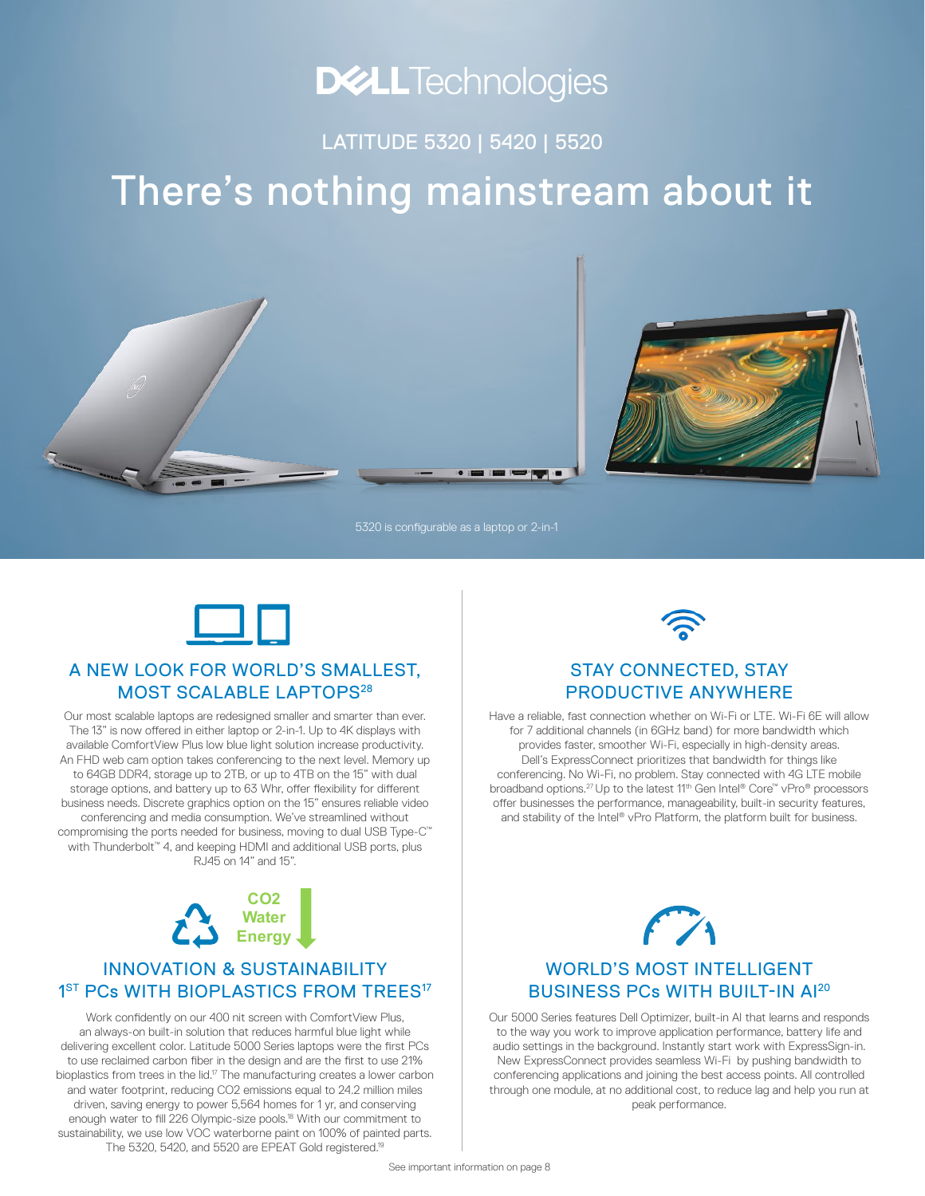# DELL Technologies

LATITUDE 5320 | 5420 | 5520

# There's nothing mainstream about it

5320 is configurable as a laptop or 2-in-1

## A NEW LOOK FOR WORLD'S SMALLEST, MOST SCALABLE LAPTOPS[28]

Our most scalable laptops are redesigned smaller and smarter than ever. The 13" is now offered in either laptop or 2-in-1. Up to 4K displays with available ComfortView Plus low blue light solution increase productivity. An FHD web cam option takes conferencing to the next level. Memory up to 64GB DDR4, storage up to 2TB, or up to 4TB on the 15" with dual storage options, and battery up to 63 Whr, offer flexibility for different business needs. Discrete graphics option on the 15" ensures reliable video conferencing and media consumption. We've streamlined without compromising the ports needed for business, moving to dual USB Type-C™ with Thunderbolt™ 4, and keeping HDMI and additional USB ports, plus RJ45 on 14" and 15".

## STAY CONNECTED, STAY PRODUCTIVE ANYWHERE

Have a reliable, fast connection whether on Wi-Fi or LTE. Wi-Fi 6E will allow for 7 additional channels (in 6GHz band) for more bandwidth which provides faster, smoother Wi-Fi, especially in high-density areas. Dell's ExpressConnect prioritizes that bandwidth for things like conferencing. No Wi-Fi, no problem. Stay connected with 4G LTE mobile broadband options.[27] Up to the latest 11th Gen Intel® Core™ vPro® processors offer businesses the performance, manageability, built-in security features, and stability of the Intel® vPro Platform, the platform built for business.

CO2
Water
Energy

## INNOVATION & SUSTAINABILITY 1ST PCs WITH BIOPLASTICS FROM TREES[17]

Work confidently on our 400 nit screen with ComfortView Plus, an always-on built-in solution that reduces harmful blue light while delivering excellent color. Latitude 5000 Series laptops were the first PCs to use reclaimed carbon fiber in the design and are the first to use 21% bioplastics from trees in the lid.[17] The manufacturing creates a lower carbon and water footprint, reducing CO2 emissions equal to 24.2 million miles driven, saving energy to power 5,564 homes for 1 yr, and conserving enough water to fill 226 Olympic-size pools.[18] With our commitment to sustainability, we use low VOC waterborne paint on 100% of painted parts. The 5320, 5420, and 5520 are EPEAT Gold registered.[19]

## WORLD'S MOST INTELLIGENT BUSINESS PCs WITH BUILT-IN AI[20]

Our 5000 Series features Dell Optimizer, built-in AI that learns and responds to the way you work to improve application performance, battery life and audio settings in the background. Instantly start work with ExpressSign-in. New ExpressConnect provides seamless Wi-Fi by pushing bandwidth to conferencing applications and joining the best access points. All controlled through one module, at no additional cost, to reduce lag and help you run at peak performance.

See important information on page 8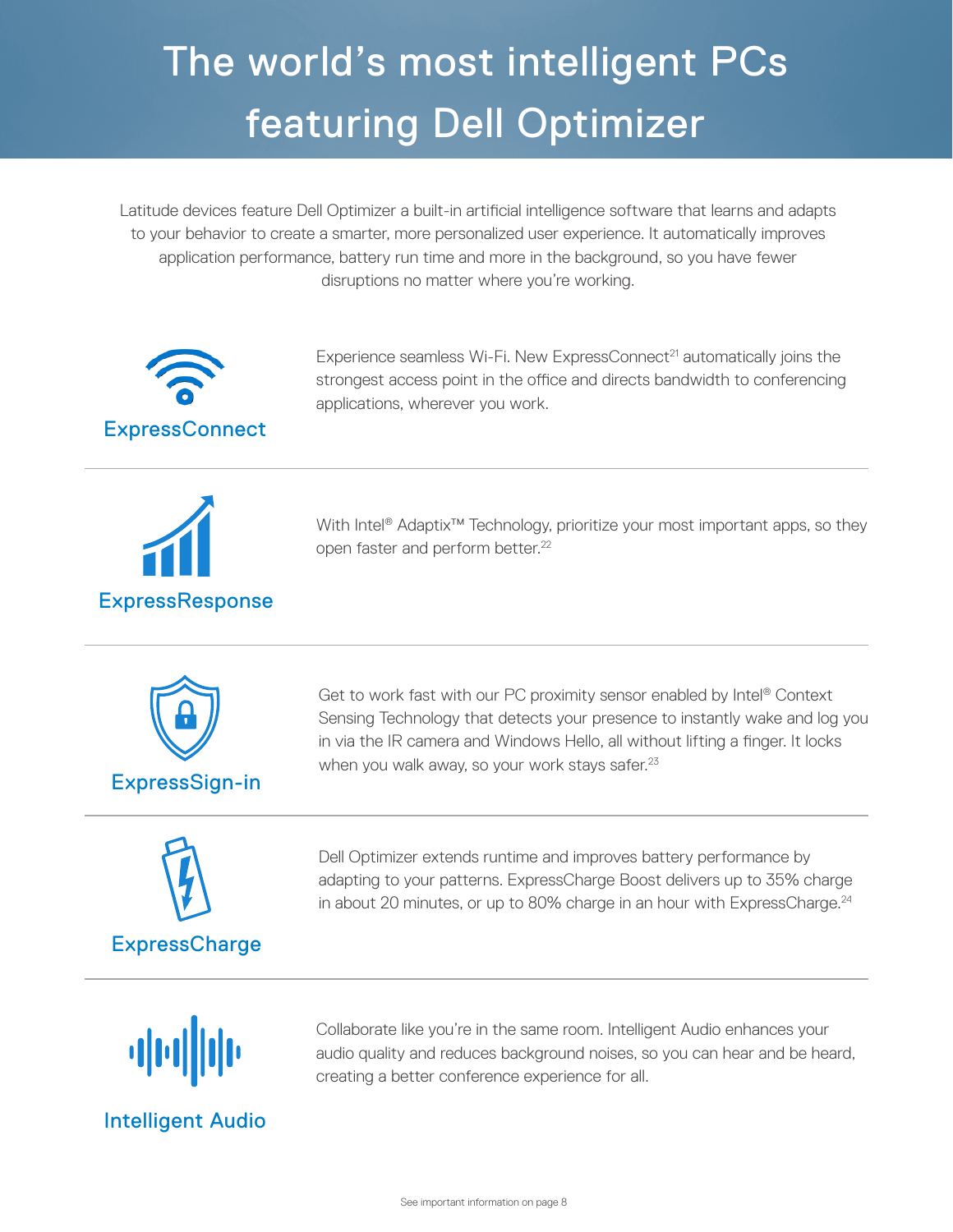# The world's most intelligent PCs featuring Dell Optimizer

Latitude devices feature Dell Optimizer a built-in artificial intelligence software that learns and adapts to your behavior to create a smarter, more personalized user experience. It automatically improves application performance, battery run time and more in the background, so you have fewer disruptions no matter where you're working.

### ExpressConnect

Experience seamless Wi-Fi. New ExpressConnect[21] automatically joins the strongest access point in the office and directs bandwidth to conferencing applications, wherever you work.

---

### ExpressResponse

With Intel® Adaptix™ Technology, prioritize your most important apps, so they open faster and perform better.[22]

---

### ExpressSign-in

Get to work fast with our PC proximity sensor enabled by Intel® Context Sensing Technology that detects your presence to instantly wake and log you in via the IR camera and Windows Hello, all without lifting a finger. It locks when you walk away, so your work stays safer.[23]

---

### ExpressCharge

Dell Optimizer extends runtime and improves battery performance by adapting to your patterns. ExpressCharge Boost delivers up to 35% charge in about 20 minutes, or up to 80% charge in an hour with ExpressCharge.[24]

---

### Intelligent Audio

Collaborate like you're in the same room. Intelligent Audio enhances your audio quality and reduces background noises, so you can hear and be heard, creating a better conference experience for all.

See important information on page 8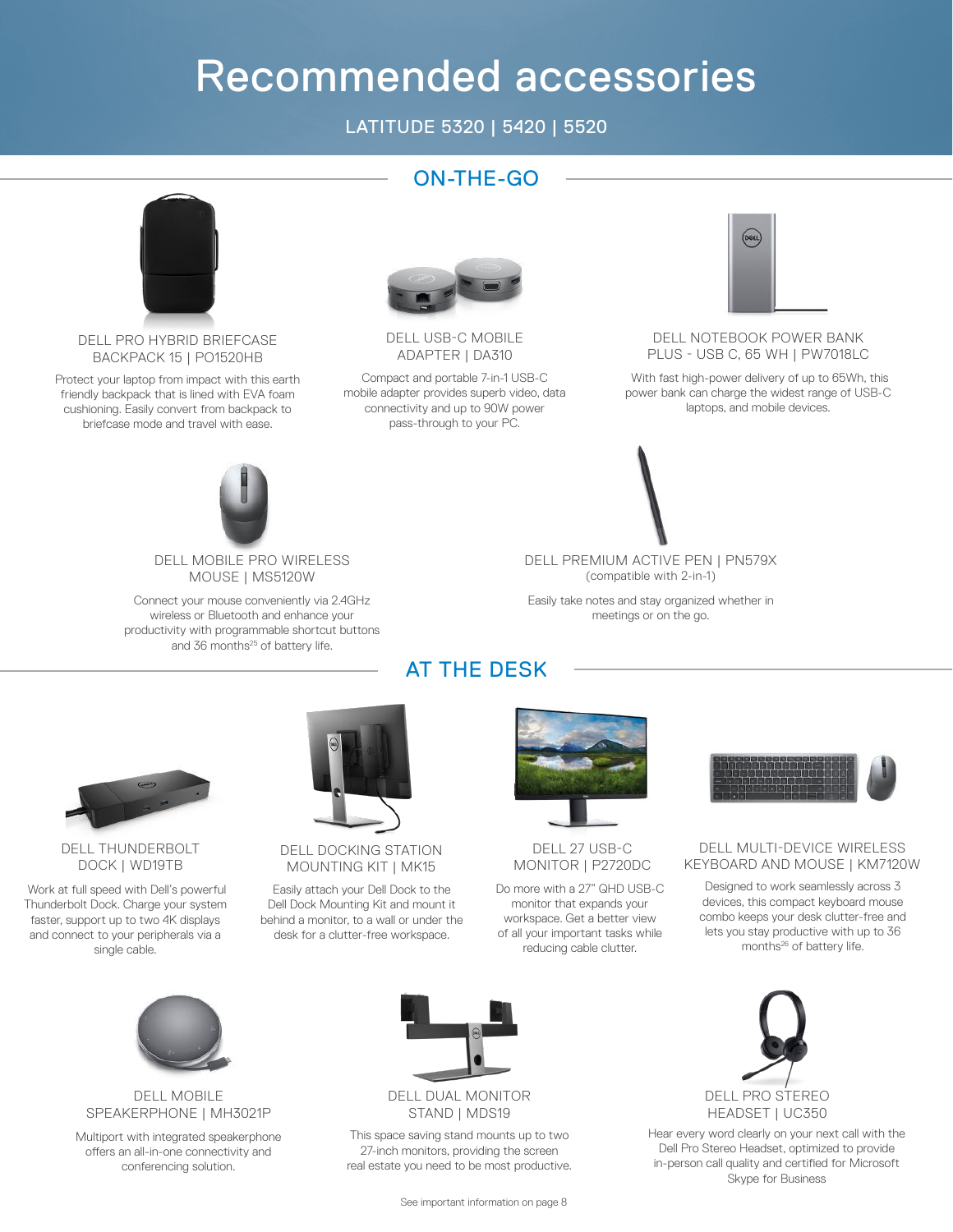# Recommended accessories

LATITUDE 5320 | 5420 | 5520

## ON-THE-GO

### DELL PRO HYBRID BRIEFCASE BACKPACK 15 | PO1520HB

Protect your laptop from impact with this earth friendly backpack that is lined with EVA foam cushioning. Easily convert from backpack to briefcase mode and travel with ease.

### DELL USB-C MOBILE ADAPTER | DA310

Compact and portable 7-in-1 USB-C mobile adapter provides superb video, data connectivity and up to 90W power pass-through to your PC.

### DELL NOTEBOOK POWER BANK PLUS - USB C, 65 WH | PW7018LC

With fast high-power delivery of up to 65Wh, this power bank can charge the widest range of USB-C laptops, and mobile devices.

### DELL MOBILE PRO WIRELESS MOUSE | MS5120W

Connect your mouse conveniently via 2.4GHz wireless or Bluetooth and enhance your productivity with programmable shortcut buttons and 36 months[25] of battery life.

### DELL PREMIUM ACTIVE PEN | PN579X

(compatible with 2-in-1)

Easily take notes and stay organized whether in meetings or on the go.

## AT THE DESK

### DELL THUNDERBOLT DOCK | WD19TB

Work at full speed with Dell's powerful Thunderbolt Dock. Charge your system faster, support up to two 4K displays and connect to your peripherals via a single cable.

### DELL DOCKING STATION MOUNTING KIT | MK15

Easily attach your Dell Dock to the Dell Dock Mounting Kit and mount it behind a monitor, to a wall or under the desk for a clutter-free workspace.

### DELL 27 USB-C MONITOR | P2720DC

Do more with a 27" QHD USB-C monitor that expands your workspace. Get a better view of all your important tasks while reducing cable clutter.

### DELL MULTI-DEVICE WIRELESS KEYBOARD AND MOUSE | KM7120W

Designed to work seamlessly across 3 devices, this compact keyboard mouse combo keeps your desk clutter-free and lets you stay productive with up to 36 months[26] of battery life.

### DELL MOBILE SPEAKERPHONE | MH3021P

Multiport with integrated speakerphone offers an all-in-one connectivity and conferencing solution.

### DELL DUAL MONITOR STAND | MDS19

This space saving stand mounts up to two 27-inch monitors, providing the screen real estate you need to be most productive.

### DELL PRO STEREO HEADSET | UC350

Hear every word clearly on your next call with the Dell Pro Stereo Headset, optimized to provide in-person call quality and certified for Microsoft Skype for Business

See important information on page 8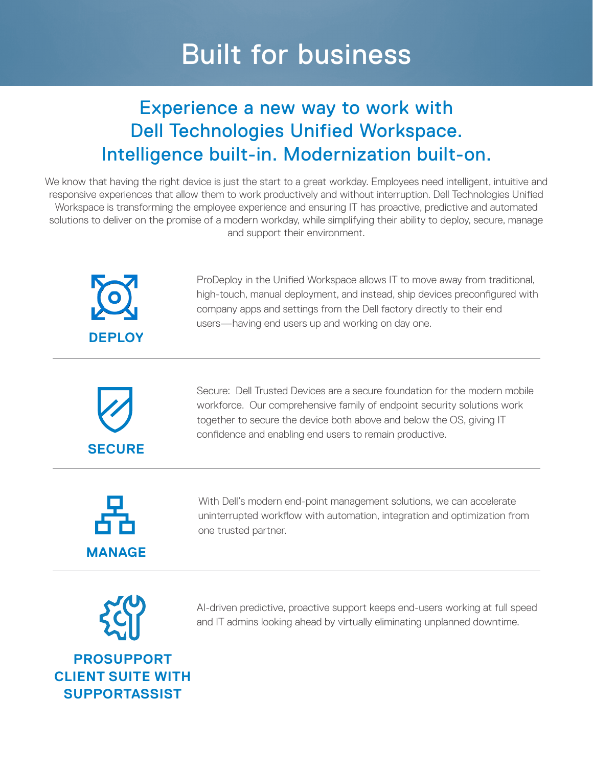# Built for business

## Experience a new way to work with Dell Technologies Unified Workspace. Intelligence built-in. Modernization built-on.

We know that having the right device is just the start to a great workday. Employees need intelligent, intuitive and responsive experiences that allow them to work productively and without interruption. Dell Technologies Unified Workspace is transforming the employee experience and ensuring IT has proactive, predictive and automated solutions to deliver on the promise of a modern workday, while simplifying their ability to deploy, secure, manage and support their environment.

### DEPLOY

ProDeploy in the Unified Workspace allows IT to move away from traditional, high-touch, manual deployment, and instead, ship devices preconfigured with company apps and settings from the Dell factory directly to their end users—having end users up and working on day one.

---

### SECURE

Secure: Dell Trusted Devices are a secure foundation for the modern mobile workforce. Our comprehensive family of endpoint security solutions work together to secure the device both above and below the OS, giving IT confidence and enabling end users to remain productive.

---

### MANAGE

With Dell's modern end-point management solutions, we can accelerate uninterrupted workflow with automation, integration and optimization from one trusted partner.

---

### PROSUPPORT CLIENT SUITE WITH SUPPORTASSIST

AI-driven predictive, proactive support keeps end-users working at full speed and IT admins looking ahead by virtually eliminating unplanned downtime.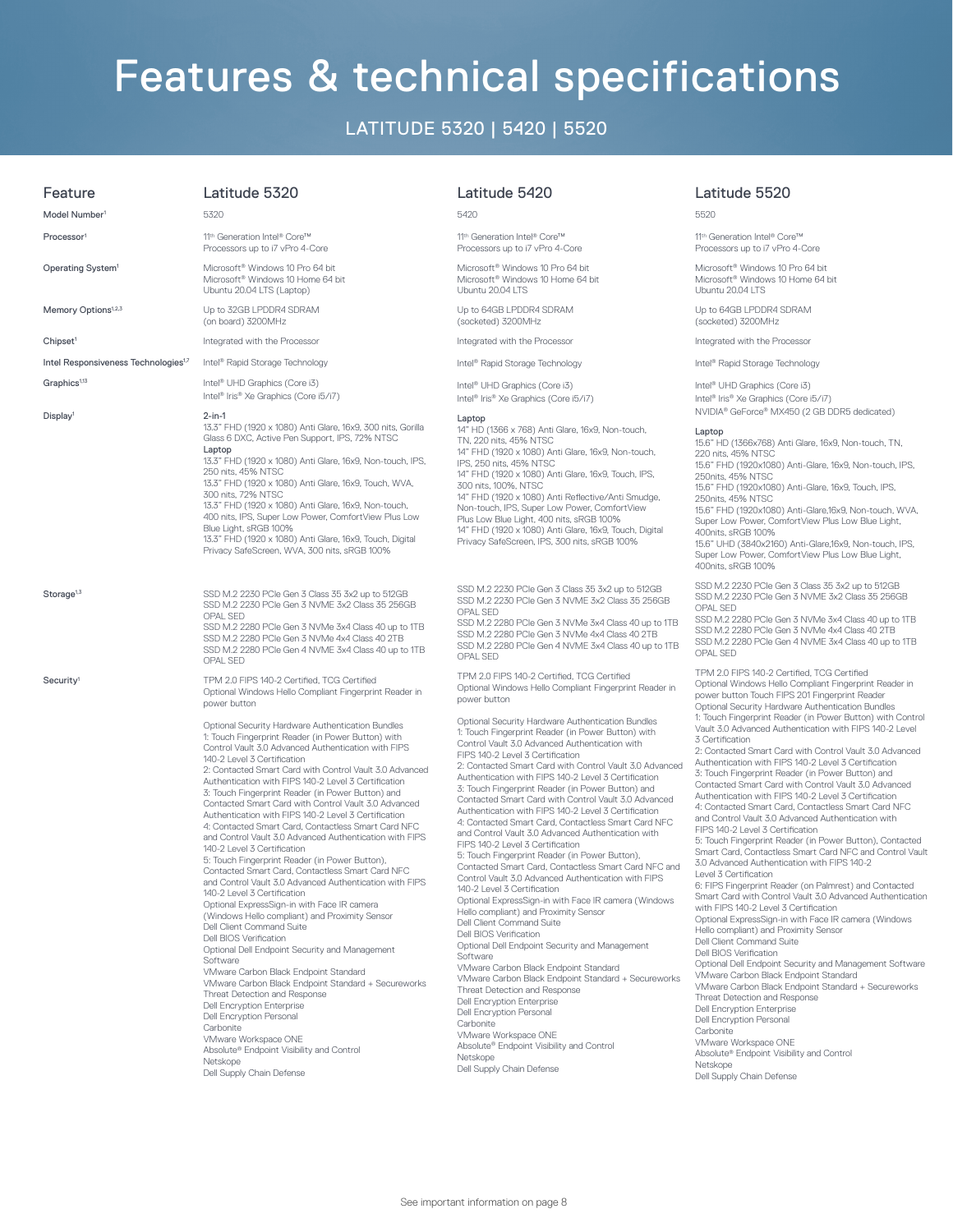# Features & technical specifications

## LATITUDE 5320 | 5420 | 5520

| Feature | Latitude 5320 | Latitude 5420 | Latitude 5520 |
|---|---|---|---|
| Model Number[1] | 5320 | 5420 | 5520 |
| Processor[1] | 11th Generation Intel® Core™ Processors up to i7 vPro 4-Core | 11th Generation Intel® Core™ Processors up to i7 vPro 4-Core | 11th Generation Intel® Core™ Processors up to i7 vPro 4-Core |
| Operating System[1] | Microsoft® Windows 10 Pro 64 bit<br>Microsoft® Windows 10 Home 64 bit<br>Ubuntu 20.04 LTS (Laptop) | Microsoft® Windows 10 Pro 64 bit<br>Microsoft® Windows 10 Home 64 bit<br>Ubuntu 20.04 LTS | Microsoft® Windows 10 Pro 64 bit<br>Microsoft® Windows 10 Home 64 bit<br>Ubuntu 20.04 LTS |
| Memory Options[1,2,3] | Up to 32GB LPDDR4 SDRAM (on board) 3200MHz | Up to 64GB LPDDR4 SDRAM (socketed) 3200MHz | Up to 64GB LPDDR4 SDRAM (socketed) 3200MHz |
| Chipset[1] | Integrated with the Processor | Integrated with the Processor | Integrated with the Processor |
| Intel Responsiveness Technologies[1,7] | Intel® Rapid Storage Technology | Intel® Rapid Storage Technology | Intel® Rapid Storage Technology |
| Graphics[1,13] | Intel® UHD Graphics (Core i3)<br>Intel® Iris® Xe Graphics (Core i5/i7) | Intel® UHD Graphics (Core i3)<br>Intel® Iris® Xe Graphics (Core i5/i7) | Intel® UHD Graphics (Core i3)<br>Intel® Iris® Xe Graphics (Core i5/i7)<br>NVIDIA® GeForce® MX450 (2 GB DDR5 dedicated) |
| Display[1] | **2-in-1**<br>13.3" FHD (1920 x 1080) Anti Glare, 16x9, 300 nits, Gorilla Glass 6 DXC, Active Pen Support, IPS, 72% NTSC<br>**Laptop**<br>13.3" FHD (1920 x 1080) Anti Glare, 16x9, Non-touch, IPS, 250 nits, 45% NTSC<br>13.3" FHD (1920 x 1080) Anti Glare, 16x9, Touch, WVA, 300 nits, 72% NTSC<br>13.3" FHD (1920 x 1080) Anti Glare, 16x9, Non-touch, 400 nits, IPS, Super Low Power, ComfortView Plus Low Blue Light, sRGB 100%<br>13.3" FHD (1920 x 1080) Anti Glare, 16x9, Touch, Digital Privacy SafeScreen, WVA, 300 nits, sRGB 100% | **Laptop**<br>14" HD (1366 x 768) Anti Glare, 16x9, Non-touch, TN, 220 nits, 45% NTSC<br>14" FHD (1920 x 1080) Anti Glare, 16x9, Non-touch, IPS, 250 nits, 45% NTSC<br>14" FHD (1920 x 1080) Anti Glare, 16x9, Touch, IPS, 300 nits, 100%, NTSC<br>14" FHD (1920 x 1080) Anti Reflective/Anti Smudge, Non-touch, IPS, Super Low Power, ComfortView Plus Low Blue Light, 400 nits, sRGB 100%<br>14" FHD (1920 x 1080) Anti Glare, 16x9, Touch, Digital Privacy SafeScreen, IPS, 300 nits, sRGB 100% | **Laptop**<br>15.6" HD (1366x768) Anti Glare, 16x9, Non-touch, TN, 220 nits, 45% NTSC<br>15.6" FHD (1920x1080) Anti-Glare, 16x9, Non-touch, IPS, 250nits, 45% NTSC<br>15.6" FHD (1920x1080) Anti-Glare, 16x9, Touch, IPS, 250nits, 45% NTSC<br>15.6" FHD (1920x1080) Anti-Glare,16x9, Non-touch, WVA, Super Low Power, ComfortView Plus Low Blue Light, 400nits, sRGB 100%<br>15.6" UHD (3840x2160) Anti-Glare,16x9, Non-touch, IPS, Super Low Power, ComfortView Plus Low Blue Light, 400nits, sRGB 100% |
| Storage[1,3] | SSD M.2 2230 PCIe Gen 3 Class 35 3x2 up to 512GB<br>SSD M.2 2230 PCIe Gen 3 NVME 3x2 Class 35 256GB OPAL SED<br>SSD M.2 2280 PCIe Gen 3 NVMe 3x4 Class 40 up to 1TB<br>SSD M.2 2280 PCIe Gen 3 NVMe 4x4 Class 40 2TB<br>SSD M.2 2280 PCIe Gen 4 NVME 3x4 Class 40 up to 1TB OPAL SED | SSD M.2 2230 PCIe Gen 3 Class 35 3x2 up to 512GB<br>SSD M.2 2230 PCIe Gen 3 NVME 3x2 Class 35 256GB OPAL SED<br>SSD M.2 2280 PCIe Gen 3 NVMe 3x4 Class 40 up to 1TB<br>SSD M.2 2280 PCIe Gen 3 NVMe 4x4 Class 40 2TB<br>SSD M.2 2280 PCIe Gen 4 NVME 3x4 Class 40 up to 1TB OPAL SED | SSD M.2 2230 PCIe Gen 3 Class 35 3x2 up to 512GB<br>SSD M.2 2230 PCIe Gen 3 NVME 3x2 Class 35 256GB OPAL SED<br>SSD M.2 2280 PCIe Gen 3 NVMe 3x4 Class 40 up to 1TB<br>SSD M.2 2280 PCIe Gen 3 NVMe 4x4 Class 40 2TB<br>SSD M.2 2280 PCIe Gen 4 NVME 3x4 Class 40 up to 1TB OPAL SED |
| Security[1] | TPM 2.0 FIPS 140-2 Certified, TCG Certified<br>Optional Windows Hello Compliant Fingerprint Reader in power button<br><br>Optional Security Hardware Authentication Bundles<br>1: Touch Fingerprint Reader (in Power Button) with Control Vault 3.0 Advanced Authentication with FIPS 140-2 Level 3 Certification<br>2: Contacted Smart Card with Control Vault 3.0 Advanced Authentication with FIPS 140-2 Level 3 Certification<br>3: Touch Fingerprint Reader (in Power Button) and Contacted Smart Card with Control Vault 3.0 Advanced Authentication with FIPS 140-2 Level 3 Certification<br>4: Contacted Smart Card, Contactless Smart Card NFC and Control Vault 3.0 Advanced Authentication with FIPS 140-2 Level 3 Certification<br>5: Touch Fingerprint Reader (in Power Button), Contacted Smart Card, Contactless Smart Card NFC and Control Vault 3.0 Advanced Authentication with FIPS 140-2 Level 3 Certification<br>Optional ExpressSign-in with Face IR camera (Windows Hello compliant) and Proximity Sensor<br>Dell Client Command Suite<br>Dell BIOS Verification<br>Optional Dell Endpoint Security and Management Software<br>VMware Carbon Black Endpoint Standard<br>VMware Carbon Black Endpoint Standard + Secureworks Threat Detection and Response<br>Dell Encryption Enterprise<br>Dell Encryption Personal<br>Carbonite<br>VMware Workspace ONE<br>Absolute® Endpoint Visibility and Control<br>Netskope<br>Dell Supply Chain Defense | TPM 2.0 FIPS 140-2 Certified, TCG Certified<br>Optional Windows Hello Compliant Fingerprint Reader in power button<br><br>Optional Security Hardware Authentication Bundles<br>1: Touch Fingerprint Reader (in Power Button) with Control Vault 3.0 Advanced Authentication with FIPS 140-2 Level 3 Certification<br>2: Contacted Smart Card with Control Vault 3.0 Advanced Authentication with FIPS 140-2 Level 3 Certification<br>3: Touch Fingerprint Reader (in Power Button) and Contacted Smart Card with Control Vault 3.0 Advanced Authentication with FIPS 140-2 Level 3 Certification<br>4: Contacted Smart Card, Contactless Smart Card NFC and Control Vault 3.0 Advanced Authentication with FIPS 140-2 Level 3 Certification<br>5: Touch Fingerprint Reader (in Power Button), Contacted Smart Card, Contactless Smart Card NFC and Control Vault 3.0 Advanced Authentication with FIPS 140-2 Level 3 Certification<br>Optional ExpressSign-in with Face IR camera (Windows Hello compliant) and Proximity Sensor<br>Dell Client Command Suite<br>Dell BIOS Verification<br>Optional Dell Endpoint Security and Management Software<br>VMware Carbon Black Endpoint Standard<br>VMware Carbon Black Endpoint Standard + Secureworks Threat Detection and Response<br>Dell Encryption Enterprise<br>Dell Encryption Personal<br>Carbonite<br>VMware Workspace ONE<br>Absolute® Endpoint Visibility and Control<br>Netskope<br>Dell Supply Chain Defense | TPM 2.0 FIPS 140-2 Certified, TCG Certified<br>Optional Windows Hello Compliant Fingerprint Reader in power button Touch FIPS 201 Fingerprint Reader<br>Optional Security Hardware Authentication Bundles<br>1: Touch Fingerprint Reader (in Power Button) with Control Vault 3.0 Advanced Authentication with FIPS 140-2 Level 3 Certification<br>2: Contacted Smart Card with Control Vault 3.0 Advanced Authentication with FIPS 140-2 Level 3 Certification<br>3: Touch Fingerprint Reader (in Power Button) and Contacted Smart Card with Control Vault 3.0 Advanced Authentication with FIPS 140-2 Level 3 Certification<br>4: Contacted Smart Card, Contactless Smart Card NFC and Control Vault 3.0 Advanced Authentication with FIPS 140-2 Level 3 Certification<br>5: Touch Fingerprint Reader (in Power Button), Contacted Smart Card, Contactless Smart Card NFC and Control Vault 3.0 Advanced Authentication with FIPS 140-2 Level 3 Certification<br>6: FIPS Fingerprint Reader (on Palmrest) and Contacted Smart Card with Control Vault 3.0 Advanced Authentication with FIPS 140-2 Level 3 Certification<br>Optional ExpressSign-in with Face IR camera (Windows Hello compliant) and Proximity Sensor<br>Dell Client Command Suite<br>Dell BIOS Verification<br>Optional Dell Endpoint Security and Management Software<br>VMware Carbon Black Endpoint Standard<br>VMware Carbon Black Endpoint Standard + Secureworks Threat Detection and Response<br>Dell Encryption Enterprise<br>Dell Encryption Personal<br>Carbonite<br>VMware Workspace ONE<br>Absolute® Endpoint Visibility and Control<br>Netskope<br>Dell Supply Chain Defense |

See important information on page 8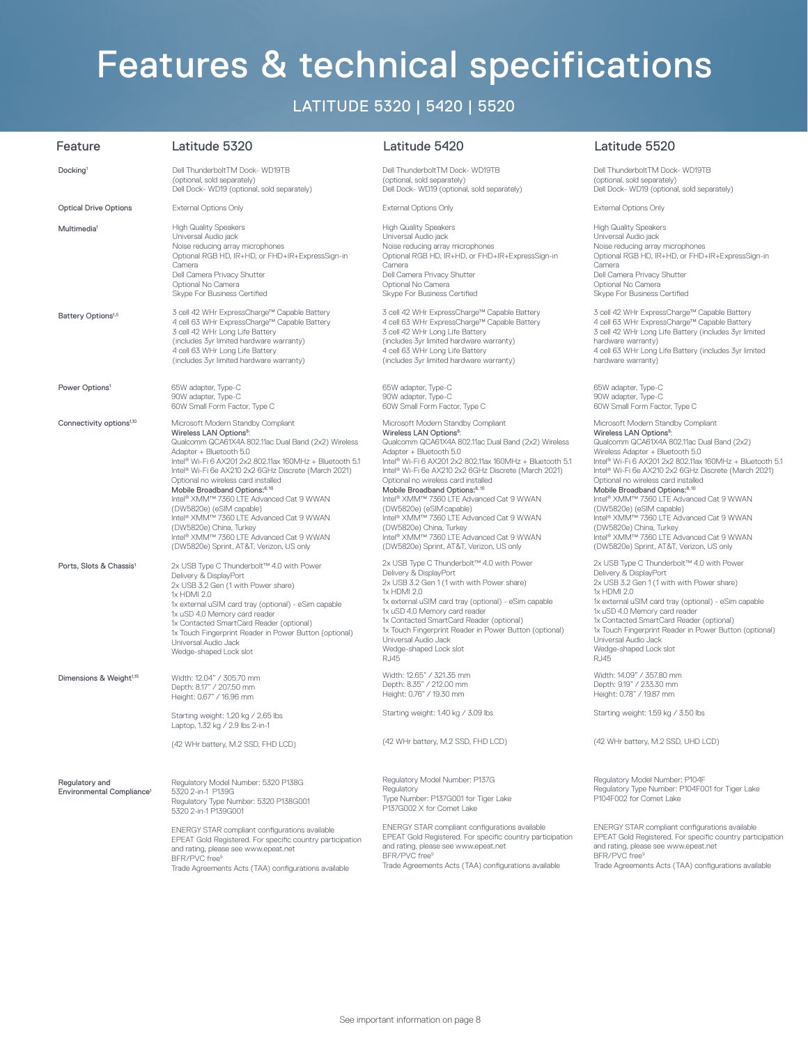# Features & technical specifications

## LATITUDE 5320 | 5420 | 5520

| Feature | Latitude 5320 | Latitude 5420 | Latitude 5520 |
|---|---|---|---|
| Docking[1] | Dell ThunderboltTM Dock- WD19TB (optional, sold separately)<br>Dell Dock- WD19 (optional, sold separately) | Dell ThunderboltTM Dock- WD19TB (optional, sold separately)<br>Dell Dock- WD19 (optional, sold separately) | Dell ThunderboltTM Dock- WD19TB (optional, sold separately)<br>Dell Dock- WD19 (optional, sold separately) |
| Optical Drive Options | External Options Only | External Options Only | External Options Only |
| Multimedia[1] | High Quality Speakers<br>Universal Audio jack<br>Noise reducing array microphones<br>Optional RGB HD, IR+HD, or FHD+IR+ExpressSign-in Camera<br>Dell Camera Privacy Shutter<br>Optional No Camera<br>Skype For Business Certified | High Quality Speakers<br>Universal Audio jack<br>Noise reducing array microphones<br>Optional RGB HD, IR+HD, or FHD+IR+ExpressSign-in Camera<br>Dell Camera Privacy Shutter<br>Optional No Camera<br>Skype For Business Certified | High Quality Speakers<br>Universal Audio jack<br>Noise reducing array microphones<br>Optional RGB HD, IR+HD, or FHD+IR+ExpressSign-in Camera<br>Dell Camera Privacy Shutter<br>Optional No Camera<br>Skype For Business Certified |
| Battery Options[1,5] | 3 cell 42 WHr ExpressCharge™ Capable Battery<br>4 cell 63 WHr ExpressCharge™ Capable Battery<br>3 cell 42 WHr Long Life Battery (includes 3yr limited hardware warranty)<br>4 cell 63 WHr Long Life Battery (includes 3yr limited hardware warranty) | 3 cell 42 WHr ExpressCharge™ Capable Battery<br>4 cell 63 WHr ExpressCharge™ Capable Battery<br>3 cell 42 WHr Long Life Battery (includes 3yr limited hardware warranty)<br>4 cell 63 WHr Long Life Battery (includes 3yr limited hardware warranty) | 3 cell 42 WHr ExpressCharge™ Capable Battery<br>4 cell 63 WHr ExpressCharge™ Capable Battery<br>3 cell 42 WHr Long Life Battery (includes 3yr limited hardware warranty)<br>4 cell 63 WHr Long Life Battery (includes 3yr limited hardware warranty) |
| Power Options[1] | 65W adapter, Type-C<br>90W adapter, Type-C<br>60W Small Form Factor, Type C | 65W adapter, Type-C<br>90W adapter, Type-C<br>60W Small Form Factor, Type C | 65W adapter, Type-C<br>90W adapter, Type-C<br>60W Small Form Factor, Type C |
| Connectivity options[1,10] | Microsoft Modern Standby Compliant<br>**Wireless LAN Options[8]:**<br>Qualcomm QCA61X4A 802.11ac Dual Band (2x2) Wireless Adapter + Bluetooth 5.0<br>Intel® Wi-Fi 6 AX201 2x2 802.11ax 160MHz + Bluetooth 5.1<br>Intel® Wi-Fi 6e AX210 2x2 6GHz Discrete (March 2021)<br>Optional no wireless card installed<br>**Mobile Broadband Options:[8,10]**<br>Intel® XMM™ 7360 LTE Advanced Cat 9 WWAN (DW5820e) (eSIM capable)<br>Intel® XMM™ 7360 LTE Advanced Cat 9 WWAN (DW5820e) China, Turkey<br>Intel® XMM™ 7360 LTE Advanced Cat 9 WWAN (DW5820e) Sprint, AT&T, Verizon, US only | Microsoft Modern Standby Compliant<br>**Wireless LAN Options[8]:**<br>Qualcomm QCA61X4A 802.11ac Dual Band (2x2) Wireless Adapter + Bluetooth 5.0<br>Intel® Wi-Fi 6 AX201 2x2 802.11ax 160MHz + Bluetooth 5.1<br>Intel® Wi-Fi 6e AX210 2x2 6GHz Discrete (March 2021)<br>Optional no wireless card installed<br>**Mobile Broadband Options:[8,10]**<br>Intel® XMM™ 7360 LTE Advanced Cat 9 WWAN (DW5820e) (eSIM capable)<br>Intel® XMM™ 7360 LTE Advanced Cat 9 WWAN (DW5820e) China, Turkey<br>Intel® XMM™ 7360 LTE Advanced Cat 9 WWAN (DW5820e) Sprint, AT&T, Verizon, US only | Microsoft Modern Standby Compliant<br>**Wireless LAN Options[8]:**<br>Qualcomm QCA61X4A 802.11ac Dual Band (2x2) Wireless Adapter + Bluetooth 5.0<br>Intel® Wi-Fi 6 AX201 2x2 802.11ax 160MHz + Bluetooth 5.1<br>Intel® Wi-Fi 6e AX210 2x2 6GHz Discrete (March 2021)<br>Optional no wireless card installed<br>**Mobile Broadband Options:[8,10]**<br>Intel® XMM™ 7360 LTE Advanced Cat 9 WWAN (DW5820e) (eSIM capable)<br>Intel® XMM™ 7360 LTE Advanced Cat 9 WWAN (DW5820e) China, Turkey<br>Intel® XMM™ 7360 LTE Advanced Cat 9 WWAN (DW5820e) Sprint, AT&T, Verizon, US only |
| Ports, Slots & Chassis[1] | 2x USB Type C Thunderbolt™ 4.0 with Power Delivery & DisplayPort<br>2x USB 3.2 Gen (1 with Power share)<br>1x HDMI 2.0<br>1x external uSIM card tray (optional) - eSim capable<br>1x uSD 4.0 Memory card reader<br>1x Contacted SmartCard Reader (optional)<br>1x Touch Fingerprint Reader in Power Button (optional)<br>Universal Audio Jack<br>Wedge-shaped Lock slot | 2x USB Type C Thunderbolt™ 4.0 with Power Delivery & DisplayPort<br>2x USB 3.2 Gen 1 (1 with with Power share)<br>1x HDMI 2.0<br>1x external uSIM card tray (optional) - eSim capable<br>1x uSD 4.0 Memory card reader<br>1x Contacted SmartCard Reader (optional)<br>1x Touch Fingerprint Reader in Power Button (optional)<br>Universal Audio Jack<br>Wedge-shaped Lock slot<br>RJ45 | 2x USB Type C Thunderbolt™ 4.0 with Power Delivery & DisplayPort<br>2x USB 3.2 Gen 1 (1 with with Power share)<br>1x HDMI 2.0<br>1x external uSIM card tray (optional) - eSim capable<br>1x uSD 4.0 Memory card reader<br>1x Contacted SmartCard Reader (optional)<br>1x Touch Fingerprint Reader in Power Button (optional)<br>Universal Audio Jack<br>Wedge-shaped Lock slot<br>RJ45 |
| Dimensions & Weight[1,15] | Width: 12.04" / 305.70 mm<br>Depth: 8.17" / 207.50 mm<br>Height: 0.67" / 16.96 mm<br><br>Starting weight: 1.20 kg / 2.65 lbs Laptop, 1.32 kg / 2.9 lbs 2-in-1<br><br>(42 WHr battery, M.2 SSD, FHD LCD) | Width: 12.65" / 321.35 mm<br>Depth: 8.35" / 212.00 mm<br>Height: 0.76" / 19.30 mm<br><br>Starting weight: 1.40 kg / 3.09 lbs<br><br>(42 WHr battery, M.2 SSD, FHD LCD) | Width: 14.09" / 357.80 mm<br>Depth: 9.19" / 233.30 mm<br>Height: 0.78" / 19.87 mm<br><br>Starting weight: 1.59 kg / 3.50 lbs<br><br>(42 WHr battery, M.2 SSD, UHD LCD) |
| Regulatory and Environmental Compliance[1] | Regulatory Model Number: 5320 P138G<br>5320 2-in-1 P139G<br>Regulatory Type Number: 5320 P138G001<br>5320 2-in-1 P139G001<br><br>ENERGY STAR compliant configurations available<br>EPEAT Gold Registered. For specific country participation and rating, please see www.epeat.net<br>BFR/PVC free[9]<br>Trade Agreements Acts (TAA) configurations available | Regulatory Model Number: P137G<br>Regulatory<br>Type Number: P137G001 for Tiger Lake<br>P137G002 X for Comet Lake<br><br>ENERGY STAR compliant configurations available<br>EPEAT Gold Registered. For specific country participation and rating, please see www.epeat.net<br>BFR/PVC free[9]<br>Trade Agreements Acts (TAA) configurations available | Regulatory Model Number: P104F<br>Regulatory Type Number: P104F001 for Tiger Lake<br>P104F002 for Comet Lake<br><br>ENERGY STAR compliant configurations available<br>EPEAT Gold Registered. For specific country participation and rating, please see www.epeat.net<br>BFR/PVC free[9]<br>Trade Agreements Acts (TAA) configurations available |

See important information on page 8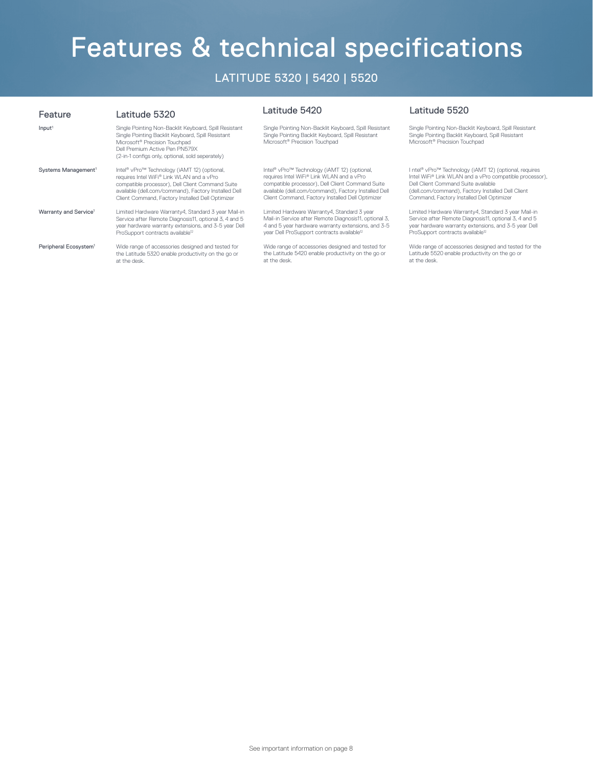# Features & technical specifications

## LATITUDE 5320 | 5420 | 5520

| Feature | Latitude 5320 | Latitude 5420 | Latitude 5520 |
|---|---|---|---|
| Input[1] | Single Pointing Non-Backlit Keyboard, Spill Resistant<br>Single Pointing Backlit Keyboard, Spill Resistant<br>Microsoft® Precision Touchpad<br>Dell Premium Active Pen PN579X<br>(2-in-1 configs only, optional, sold seperately) | Single Pointing Non-Backlit Keyboard, Spill Resistant<br>Single Pointing Backlit Keyboard, Spill Resistant<br>Microsoft® Precision Touchpad | Single Pointing Non-Backlit Keyboard, Spill Resistant<br>Single Pointing Backlit Keyboard, Spill Resistant<br>Microsoft® Precision Touchpad |
| Systems Management[1] | Intel® vPro™ Technology (iAMT 12) (optional, requires Intel WiFi® Link WLAN and a vPro compatible processor), Dell Client Command Suite available (dell.com/command), Factory Installed Dell Client Command, Factory Installed Dell Optimizer | Intel® vPro™ Technology (iAMT 12) (optional, requires Intel WiFi® Link WLAN and a vPro compatible processor), Dell Client Command Suite available (dell.com/command), Factory Installed Dell Client Command, Factory Installed Dell Optimizer | I ntel® vPro™ Technology (iAMT 12) (optional, requires Intel WiFi® Link WLAN and a vPro compatible processor), Dell Client Command Suite available (dell.com/command), Factory Installed Dell Client Command, Factory Installed Dell Optimizer |
| Warranty and Service[1] | Limited Hardware Warranty4, Standard 3 year Mail-in Service after Remote Diagnosis11, optional 3, 4 and 5 year hardware warranty extensions, and 3-5 year Dell ProSupport contracts available[12] | Limited Hardware Warranty4, Standard 3 year Mail-in Service after Remote Diagnosis11, optional 3, 4 and 5 year hardware warranty extensions, and 3-5 year Dell ProSupport contracts available[12] | Limited Hardware Warranty4, Standard 3 year Mail-in Service after Remote Diagnosis11, optional 3, 4 and 5 year hardware warranty extensions, and 3-5 year Dell ProSupport contracts available[12] |
| Peripheral Ecosystem[1] | Wide range of accessories designed and tested for the Latitude 5320 enable productivity on the go or at the desk. | Wide range of accessories designed and tested for the Latitude 5420 enable productivity on the go or at the desk. | Wide range of accessories designed and tested for the Latitude 5520 enable productivity on the go or at the desk. |

See important information on page 8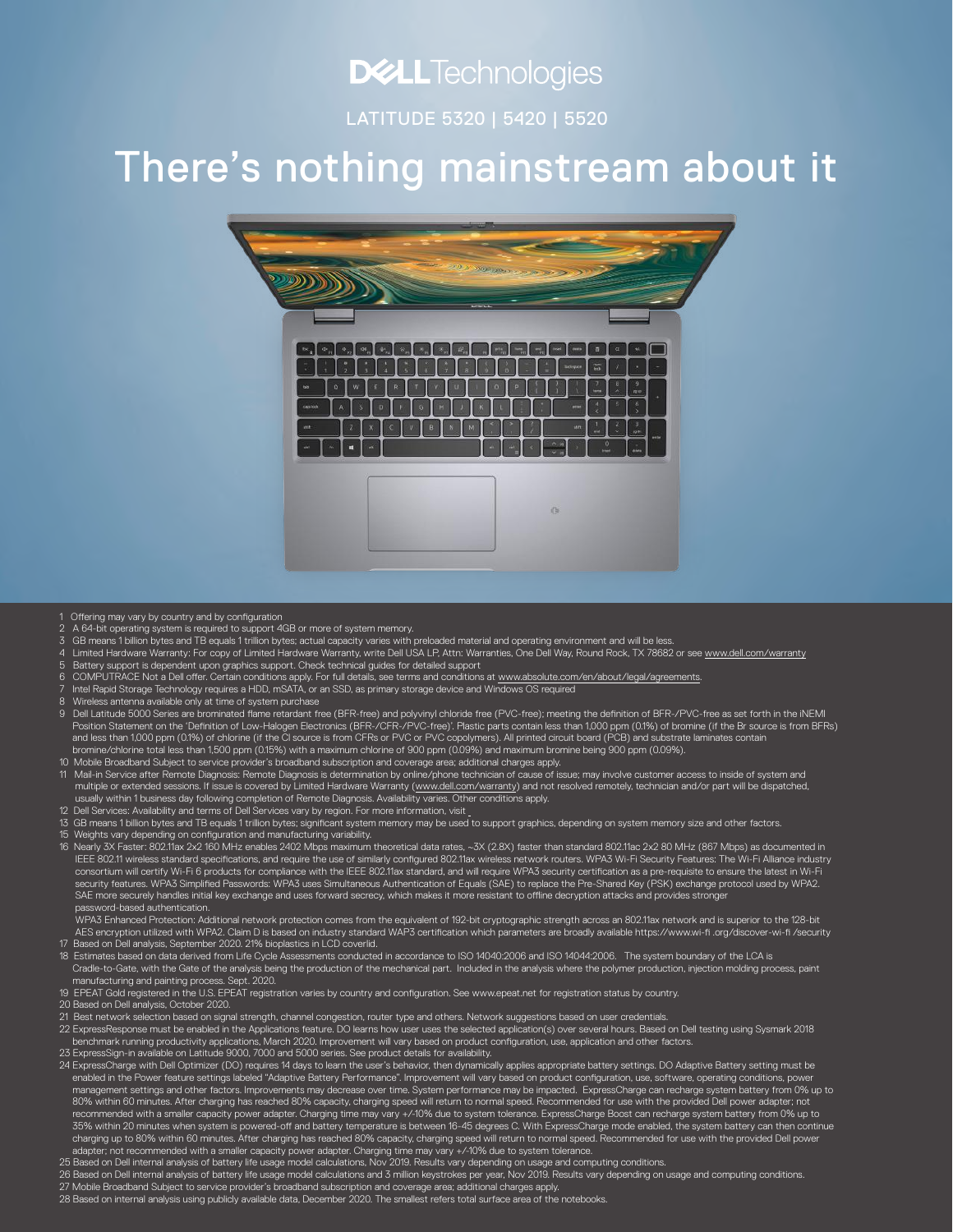DELL Technologies

LATITUDE 5320 | 5420 | 5520

# There's nothing mainstream about it

1 Offering may vary by country and by configuration
2 A 64-bit operating system is required to support 4GB or more of system memory.
3 GB means 1 billion bytes and TB equals 1 trillion bytes; actual capacity varies with preloaded material and operating environment and will be less.
4 Limited Hardware Warranty: For copy of Limited Hardware Warranty, write Dell USA LP, Attn: Warranties, One Dell Way, Round Rock, TX 78682 or see www.dell.com/warranty
5 Battery support is dependent upon graphics support. Check technical guides for detailed support
6 COMPUTRACE Not a Dell offer. Certain conditions apply. For full details, see terms and conditions at www.absolute.com/en/about/legal/agreements.
7 Intel Rapid Storage Technology requires a HDD, mSATA, or an SSD, as primary storage device and Windows OS required
8 Wireless antenna available only at time of system purchase
9 Dell Latitude 5000 Series are brominated flame retardant free (BFR-free) and polyvinyl chloride free (PVC-free); meeting the definition of BFR-/PVC-free as set forth in the iNEMI Position Statement on the 'Definition of Low-Halogen Electronics (BFR-/CFR-/PVC-free)'. Plastic parts contain less than 1,000 ppm (0.1%) of bromine (if the Br source is from BFRs) and less than 1,000 ppm (0.1%) of chlorine (if the Cl source is from CFRs or PVC or PVC copolymers). All printed circuit board (PCB) and substrate laminates contain bromine/chlorine total less than 1,500 ppm (0.15%) with a maximum chlorine of 900 ppm (0.09%) and maximum bromine being 900 ppm (0.09%).
10 Mobile Broadband Subject to service provider's broadband subscription and coverage area; additional charges apply.
11 Mail-in Service after Remote Diagnosis: Remote Diagnosis is determination by online/phone technician of cause of issue; may involve customer access to inside of system and multiple or extended sessions. If issue is covered by Limited Hardware Warranty (www.dell.com/warranty) and not resolved remotely, technician and/or part will be dispatched, usually within 1 business day following completion of Remote Diagnosis. Availability varies. Other conditions apply.
12 Dell Services: Availability and terms of Dell Services vary by region. For more information, visit
13 GB means 1 billion bytes and TB equals 1 trillion bytes; significant system memory may be used to support graphics, depending on system memory size and other factors.
15 Weights vary depending on configuration and manufacturing variability.
16 Nearly 3X Faster: 802.11ax 2x2 160 MHz enables 2402 Mbps maximum theoretical data rates, ~3X (2.8X) faster than standard 802.11ac 2x2 80 MHz (867 Mbps) as documented in IEEE 802.11 wireless standard specifications, and require the use of similarly configured 802.11ax wireless network routers. WPA3 Wi-Fi Security Features: The Wi-Fi Alliance industry consortium will certify Wi-Fi 6 products for compliance with the IEEE 802.11ax standard, and will require WPA3 security certification as a pre-requisite to ensure the latest in Wi-Fi security features. WPA3 Simplified Passwords: WPA3 uses Simultaneous Authentication of Equals (SAE) to replace the Pre-Shared Key (PSK) exchange protocol used by WPA2. SAE more securely handles initial key exchange and uses forward secrecy, which makes it more resistant to offline decryption attacks and provides stronger password-based authentication.
WPA3 Enhanced Protection: Additional network protection comes from the equivalent of 192-bit cryptographic strength across an 802.11ax network and is superior to the 128-bit AES encryption utilized with WPA2. Claim D is based on industry standard WAP3 certification which parameters are broadly available https://www.wi-fi .org/discover-wi-fi /security
17 Based on Dell analysis, September 2020. 21% bioplastics in LCD coverlid.
18 Estimates based on data derived from Life Cycle Assessments conducted in accordance to ISO 14040:2006 and ISO 14044:2006. The system boundary of the LCA is Cradle-to-Gate, with the Gate of the analysis being the production of the mechanical part. Included in the analysis where the polymer production, injection molding process, paint manufacturing and painting process. Sept. 2020.
19 EPEAT Gold registered in the U.S. EPEAT registration varies by country and configuration. See www.epeat.net for registration status by country.
20 Based on Dell analysis, October 2020.
21 Best network selection based on signal strength, channel congestion, router type and others. Network suggestions based on user credentials.
22 ExpressResponse must be enabled in the Applications feature. DO learns how user uses the selected application(s) over several hours. Based on Dell testing using Sysmark 2018 benchmark running productivity applications, March 2020. Improvement will vary based on product configuration, use, application and other factors.
23 ExpressSign-in available on Latitude 9000, 7000 and 5000 series. See product details for availability.
24 ExpressCharge with Dell Optimizer (DO) requires 14 days to learn the user's behavior, then dynamically applies appropriate battery settings. DO Adaptive Battery setting must be enabled in the Power feature settings labeled "Adaptive Battery Performance". Improvement will vary based on product configuration, use, software, operating conditions, power management settings and other factors. Improvements may decrease over time. System performance may be impacted. ExpressCharge can recharge system battery from 0% up to 80% within 60 minutes. After charging has reached 80% capacity, charging speed will return to normal speed. Recommended for use with the provided Dell power adapter; not recommended with a smaller capacity power adapter. Charging time may vary +/-10% due to system tolerance. ExpressCharge Boost can recharge system battery from 0% up to 35% within 20 minutes when system is powered-off and battery temperature is between 16-45 degrees C. With ExpressCharge mode enabled, the system battery can then continue charging up to 80% within 60 minutes. After charging has reached 80% capacity, charging speed will return to normal speed. Recommended for use with the provided Dell power adapter; not recommended with a smaller capacity power adapter. Charging time may vary +/-10% due to system tolerance.
25 Based on Dell internal analysis of battery life usage model calculations, Nov 2019. Results vary depending on usage and computing conditions.
26 Based on Dell internal analysis of battery life usage model calculations and 3 million keystrokes per year, Nov 2019. Results vary depending on usage and computing conditions.
27 Mobile Broadband Subject to service provider's broadband subscription and coverage area; additional charges apply.
28 Based on internal analysis using publicly available data, December 2020. The smallest refers total surface area of the notebooks.